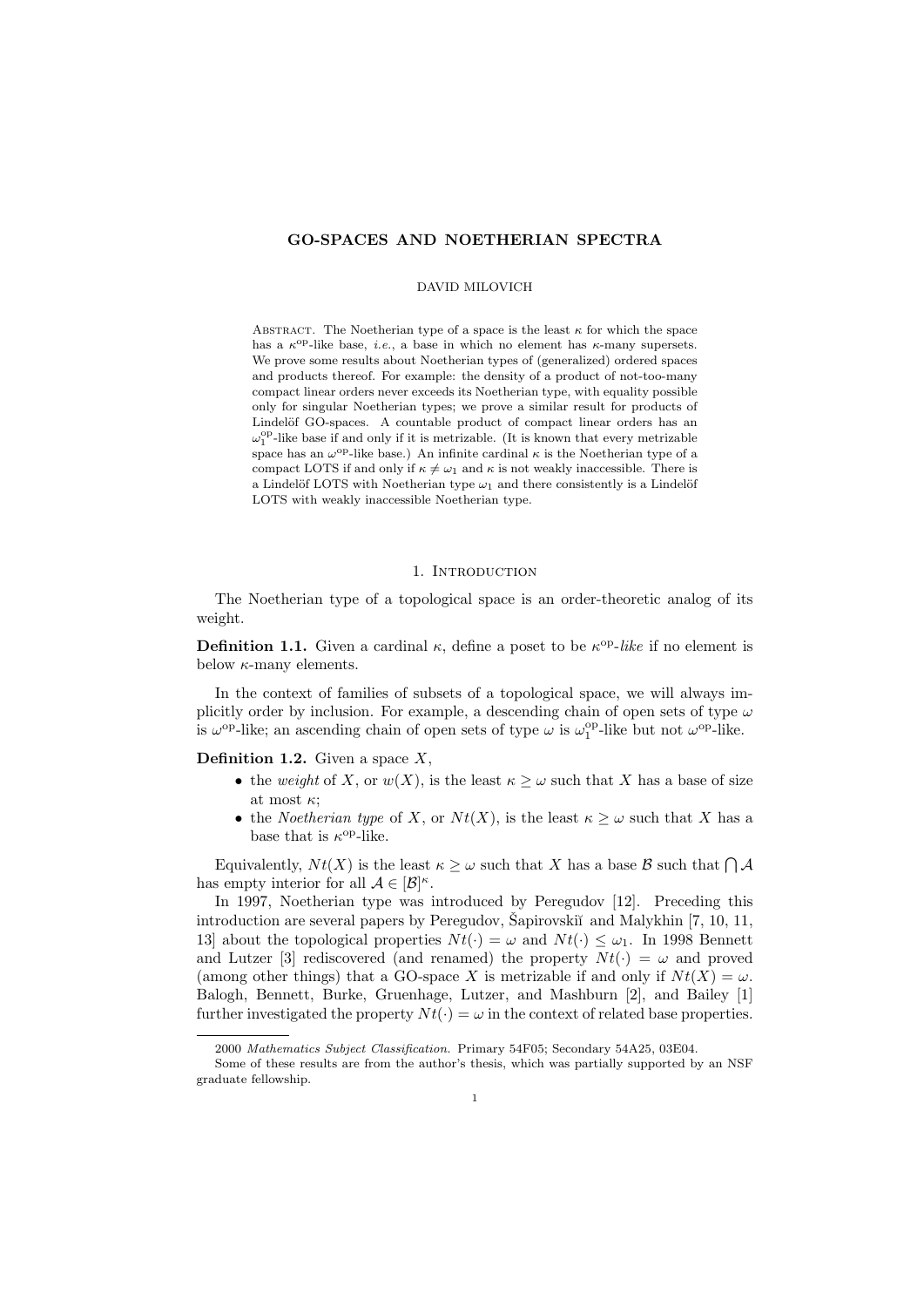# GO-SPACES AND NOETHERIAN SPECTRA

DAVID MILOVICH

Abstract. The Noetherian type of a space is the least $\kappa$ for which the space has a $\kappa^{\mathrm{op}}$-like base, *i.e.*, a base in which no element has $\kappa$-many supersets. We prove some results about Noetherian types of (generalized) ordered spaces and products thereof. For example: the density of a product of not-too-many compact linear orders never exceeds its Noetherian type, with equality possible only for singular Noetherian types; we prove a similar result for products of Lindelöf GO-spaces. A countable product of compact linear orders has an $\omega_1^{\mathrm{op}}$-like base if and only if it is metrizable. (It is known that every metrizable space has an $\omega^{\mathrm{op}}$-like base.) An infinite cardinal $\kappa$ is the Noetherian type of a compact LOTS if and only if $\kappa \neq \omega_1$ and $\kappa$ is not weakly inaccessible. There is a Lindelöf LOTS with Noetherian type $\omega_1$ and there consistently is a Lindelöf LOTS with weakly inaccessible Noetherian type.

## 1. Introduction

The Noetherian type of a topological space is an order-theoretic analog of its weight.

**Definition 1.1.** Given a cardinal $\kappa$, define a poset to be $\kappa^{\mathrm{op}}$-*like* if no element is below $\kappa$-many elements.

In the context of families of subsets of a topological space, we will always implicitly order by inclusion. For example, a descending chain of open sets of type $\omega$ is $\omega^{\mathrm{op}}$-like; an ascending chain of open sets of type $\omega$ is $\omega_1^{\mathrm{op}}$-like but not $\omega^{\mathrm{op}}$-like.

**Definition 1.2.** Given a space $X$,

- the *weight* of $X$, or $w(X)$, is the least $\kappa \geq \omega$ such that $X$ has a base of size at most $\kappa$;
- the *Noetherian type* of $X$, or $Nt(X)$, is the least $\kappa \geq \omega$ such that $X$ has a base that is $\kappa^{\mathrm{op}}$-like.

Equivalently, $Nt(X)$ is the least $\kappa \geq \omega$ such that $X$ has a base $\mathcal{B}$ such that $\bigcap \mathcal{A}$ has empty interior for all $\mathcal{A} \in [\mathcal{B}]^{\kappa}$.

In 1997, Noetherian type was introduced by Peregudov [12]. Preceding this introduction are several papers by Peregudov, Šapirovskiĭ and Malykhin [7, 10, 11, 13] about the topological properties $Nt(\cdot) = \omega$ and $Nt(\cdot) \leq \omega_1$. In 1998 Bennett and Lutzer [3] rediscovered (and renamed) the property $Nt(\cdot) = \omega$ and proved (among other things) that a GO-space $X$ is metrizable if and only if $Nt(X) = \omega$. Balogh, Bennett, Burke, Gruenhage, Lutzer, and Mashburn [2], and Bailey [1] further investigated the property $Nt(\cdot) = \omega$ in the context of related base properties.

---

2000 *Mathematics Subject Classification.* Primary 54F05; Secondary 54A25, 03E04.

Some of these results are from the author's thesis, which was partially supported by an NSF graduate fellowship.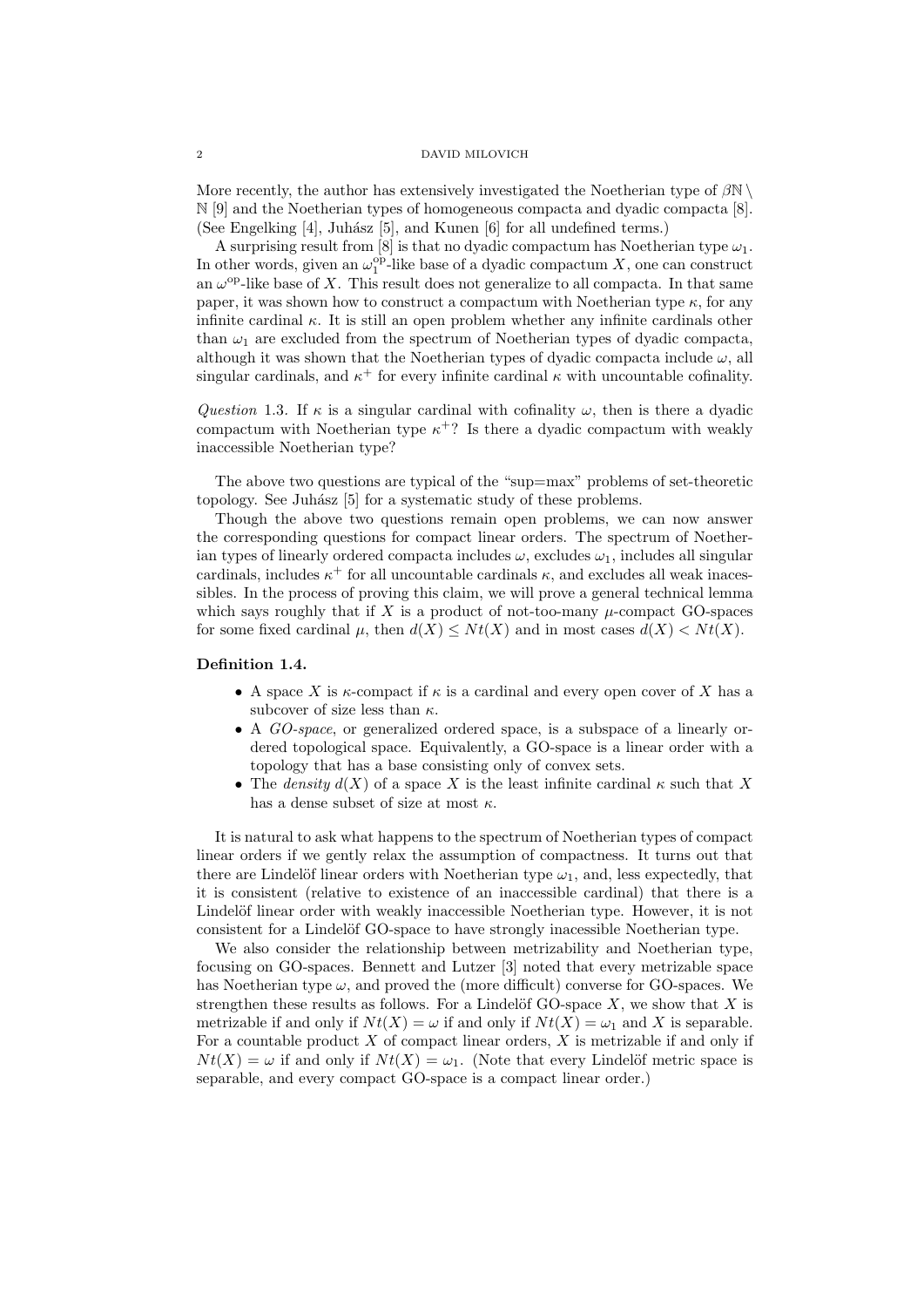More recently, the author has extensively investigated the Noetherian type of $\beta\mathbb{N} \setminus \mathbb{N}$ [9] and the Noetherian types of homogeneous compacta and dyadic compacta [8]. (See Engelking [4], Juhász [5], and Kunen [6] for all undefined terms.)

A surprising result from [8] is that no dyadic compactum has Noetherian type $\omega_1$. In other words, given an $\omega_1^{\mathrm{op}}$-like base of a dyadic compactum $X$, one can construct an $\omega^{\mathrm{op}}$-like base of $X$. This result does not generalize to all compacta. In that same paper, it was shown how to construct a compactum with Noetherian type $\kappa$, for any infinite cardinal $\kappa$. It is still an open problem whether any infinite cardinals other than $\omega_1$ are excluded from the spectrum of Noetherian types of dyadic compacta, although it was shown that the Noetherian types of dyadic compacta include $\omega$, all singular cardinals, and $\kappa^+$ for every infinite cardinal $\kappa$ with uncountable cofinality.

*Question* 1.3. If $\kappa$ is a singular cardinal with cofinality $\omega$, then is there a dyadic compactum with Noetherian type $\kappa^+$? Is there a dyadic compactum with weakly inaccessible Noetherian type?

The above two questions are typical of the "sup=max" problems of set-theoretic topology. See Juhász [5] for a systematic study of these problems.

Though the above two questions remain open problems, we can now answer the corresponding questions for compact linear orders. The spectrum of Noetherian types of linearly ordered compacta includes $\omega$, excludes $\omega_1$, includes all singular cardinals, includes $\kappa^+$ for all uncountable cardinals $\kappa$, and excludes all weak inaccessibles. In the process of proving this claim, we will prove a general technical lemma which says roughly that if $X$ is a product of not-too-many $\mu$-compact GO-spaces for some fixed cardinal $\mu$, then $d(X) \leq Nt(X)$ and in most cases $d(X) < Nt(X)$.

**Definition 1.4.**

- A space $X$ is $\kappa$-compact if $\kappa$ is a cardinal and every open cover of $X$ has a subcover of size less than $\kappa$.
- A *GO-space*, or generalized ordered space, is a subspace of a linearly ordered topological space. Equivalently, a GO-space is a linear order with a topology that has a base consisting only of convex sets.
- The *density* $d(X)$ of a space $X$ is the least infinite cardinal $\kappa$ such that $X$ has a dense subset of size at most $\kappa$.

It is natural to ask what happens to the spectrum of Noetherian types of compact linear orders if we gently relax the assumption of compactness. It turns out that there are Lindelöf linear orders with Noetherian type $\omega_1$, and, less expectedly, that it is consistent (relative to existence of an inaccessible cardinal) that there is a Lindelöf linear order with weakly inaccessible Noetherian type. However, it is not consistent for a Lindelöf GO-space to have strongly inaccessible Noetherian type.

We also consider the relationship between metrizability and Noetherian type, focusing on GO-spaces. Bennett and Lutzer [3] noted that every metrizable space has Noetherian type $\omega$, and proved the (more difficult) converse for GO-spaces. We strengthen these results as follows. For a Lindelöf GO-space $X$, we show that $X$ is metrizable if and only if $Nt(X) = \omega$ if and only if $Nt(X) = \omega_1$ and $X$ is separable. For a countable product $X$ of compact linear orders, $X$ is metrizable if and only if $Nt(X) = \omega$ if and only if $Nt(X) = \omega_1$. (Note that every Lindelöf metric space is separable, and every compact GO-space is a compact linear order.)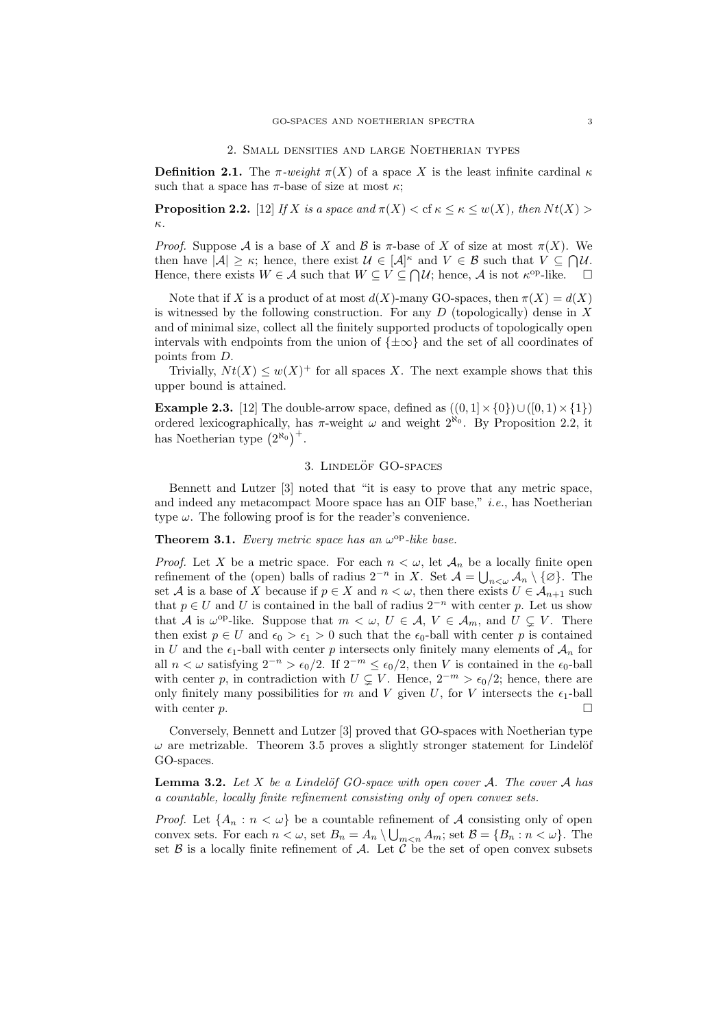## 2. Small densities and large Noetherian types

**Definition 2.1.** The *$\pi$-weight* $\pi(X)$ of a space $X$ is the least infinite cardinal $\kappa$ such that a space has $\pi$-base of size at most $\kappa$;

**Proposition 2.2.** [12] *If $X$ is a space and $\pi(X) < \operatorname{cf} \kappa \leq \kappa \leq w(X)$, then $Nt(X) > \kappa$.*

*Proof.* Suppose $\mathcal{A}$ is a base of $X$ and $\mathcal{B}$ is $\pi$-base of $X$ of size at most $\pi(X)$. We then have $|\mathcal{A}| \geq \kappa$; hence, there exist $\mathcal{U} \in [\mathcal{A}]^\kappa$ and $V \in \mathcal{B}$ such that $V \subseteq \bigcap \mathcal{U}$. Hence, there exists $W \in \mathcal{A}$ such that $W \subseteq V \subseteq \bigcap \mathcal{U}$; hence, $\mathcal{A}$ is not $\kappa^{\mathrm{op}}$-like. $\square$

Note that if $X$ is a product of at most $d(X)$-many GO-spaces, then $\pi(X) = d(X)$ is witnessed by the following construction. For any $D$ (topologically) dense in $X$ and of minimal size, collect all the finitely supported products of topologically open intervals with endpoints from the union of $\{\pm\infty\}$ and the set of all coordinates of points from $D$.

Trivially, $Nt(X) \leq w(X)^+$ for all spaces $X$. The next example shows that this upper bound is attained.

**Example 2.3.** [12] The double-arrow space, defined as $((0,1] \times \{0\}) \cup ([0,1) \times \{1\})$ ordered lexicographically, has $\pi$-weight $\omega$ and weight $2^{\aleph_0}$. By Proposition 2.2, it has Noetherian type $\left(2^{\aleph_0}\right)^+$.

## 3. Lindelöf GO-spaces

Bennett and Lutzer [3] noted that "it is easy to prove that any metric space, and indeed any metacompact Moore space has an OIF base," *i.e.*, has Noetherian type $\omega$. The following proof is for the reader's convenience.

**Theorem 3.1.** *Every metric space has an $\omega^{\mathrm{op}}$-like base.*

*Proof.* Let $X$ be a metric space. For each $n < \omega$, let $\mathcal{A}_n$ be a locally finite open refinement of the (open) balls of radius $2^{-n}$ in $X$. Set $\mathcal{A} = \bigcup_{n<\omega} \mathcal{A}_n \setminus \{\varnothing\}$. The set $\mathcal{A}$ is a base of $X$ because if $p \in X$ and $n < \omega$, then there exists $U \in \mathcal{A}_{n+1}$ such that $p \in U$ and $U$ is contained in the ball of radius $2^{-n}$ with center $p$. Let us show that $\mathcal{A}$ is $\omega^{\mathrm{op}}$-like. Suppose that $m < \omega$, $U \in \mathcal{A}$, $V \in \mathcal{A}_m$, and $U \subsetneq V$. There then exist $p \in U$ and $\epsilon_0 > \epsilon_1 > 0$ such that the $\epsilon_0$-ball with center $p$ is contained in $U$ and the $\epsilon_1$-ball with center $p$ intersects only finitely many elements of $\mathcal{A}_n$ for all $n < \omega$ satisfying $2^{-n} > \epsilon_0/2$. If $2^{-m} \leq \epsilon_0/2$, then $V$ is contained in the $\epsilon_0$-ball with center $p$, in contradiction with $U \subsetneq V$. Hence, $2^{-m} > \epsilon_0/2$; hence, there are only finitely many possibilities for $m$ and $V$ given $U$, for $V$ intersects the $\epsilon_1$-ball with center $p$. $\square$

Conversely, Bennett and Lutzer [3] proved that GO-spaces with Noetherian type $\omega$ are metrizable. Theorem 3.5 proves a slightly stronger statement for Lindelöf GO-spaces.

**Lemma 3.2.** *Let $X$ be a Lindelöf GO-space with open cover $\mathcal{A}$. The cover $\mathcal{A}$ has a countable, locally finite refinement consisting only of open convex sets.*

*Proof.* Let $\{A_n : n < \omega\}$ be a countable refinement of $\mathcal{A}$ consisting only of open convex sets. For each $n < \omega$, set $B_n = A_n \setminus \bigcup_{m<n} A_m$; set $\mathcal{B} = \{B_n : n < \omega\}$. The set $\mathcal{B}$ is a locally finite refinement of $\mathcal{A}$. Let $\mathcal{C}$ be the set of open convex subsets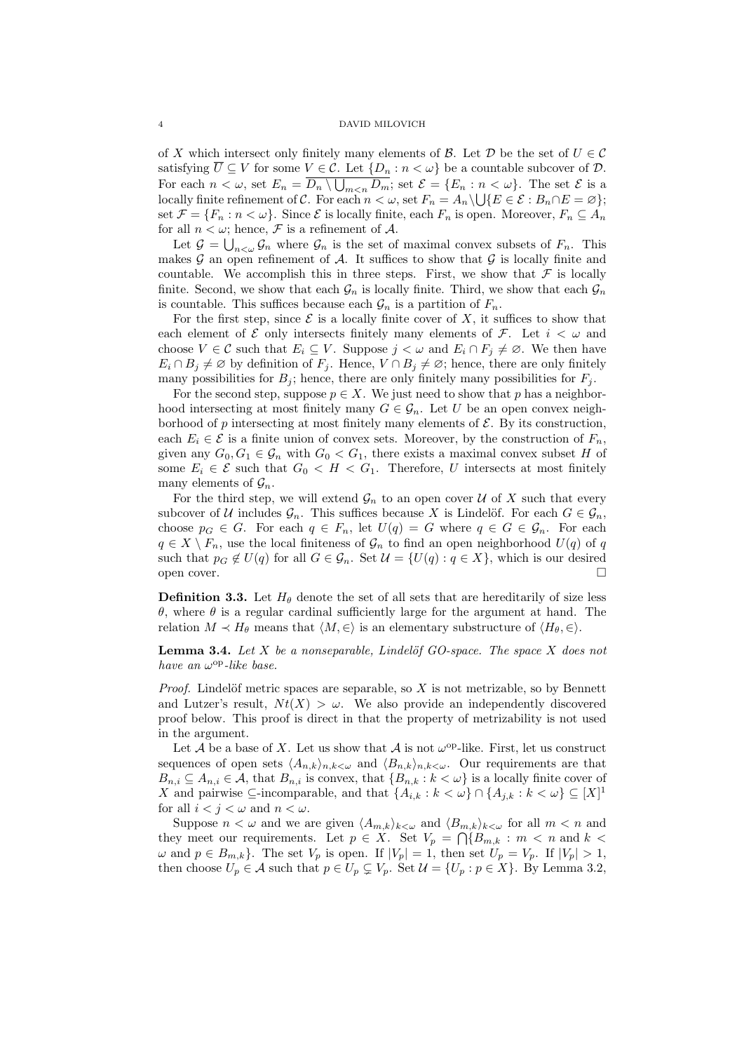of $X$ which intersect only finitely many elements of $\mathcal{B}$. Let $\mathcal{D}$ be the set of $U \in \mathcal{C}$ satisfying $\overline{U} \subseteq V$ for some $V \in \mathcal{C}$. Let $\{D_n : n < \omega\}$ be a countable subcover of $\mathcal{D}$. For each $n < \omega$, set $E_n = \overline{D_n \setminus \bigcup_{m<n} D_m}$; set $\mathcal{E} = \{E_n : n < \omega\}$. The set $\mathcal{E}$ is a locally finite refinement of $\mathcal{C}$. For each $n < \omega$, set $F_n = A_n \setminus \bigcup\{E \in \mathcal{E} : B_n \cap E = \varnothing\}$; set $\mathcal{F} = \{F_n : n < \omega\}$. Since $\mathcal{E}$ is locally finite, each $F_n$ is open. Moreover, $F_n \subseteq A_n$ for all $n < \omega$; hence, $\mathcal{F}$ is a refinement of $\mathcal{A}$.

Let $\mathcal{G} = \bigcup_{n<\omega} \mathcal{G}_n$ where $\mathcal{G}_n$ is the set of maximal convex subsets of $F_n$. This makes $\mathcal{G}$ an open refinement of $\mathcal{A}$. It suffices to show that $\mathcal{G}$ is locally finite and countable. We accomplish this in three steps. First, we show that $\mathcal{F}$ is locally finite. Second, we show that each $\mathcal{G}_n$ is locally finite. Third, we show that each $\mathcal{G}_n$ is countable. This suffices because each $\mathcal{G}_n$ is a partition of $F_n$.

For the first step, since $\mathcal{E}$ is a locally finite cover of $X$, it suffices to show that each element of $\mathcal{E}$ only intersects finitely many elements of $\mathcal{F}$. Let $i < \omega$ and choose $V \in \mathcal{C}$ such that $E_i \subseteq V$. Suppose $j < \omega$ and $E_i \cap F_j \neq \varnothing$. We then have $E_i \cap B_j \neq \varnothing$ by definition of $F_j$. Hence, $V \cap B_j \neq \varnothing$; hence, there are only finitely many possibilities for $B_j$; hence, there are only finitely many possibilities for $F_j$.

For the second step, suppose $p \in X$. We just need to show that $p$ has a neighborhood intersecting at most finitely many $G \in \mathcal{G}_n$. Let $U$ be an open convex neighborhood of $p$ intersecting at most finitely many elements of $\mathcal{E}$. By its construction, each $E_i \in \mathcal{E}$ is a finite union of convex sets. Moreover, by the construction of $F_n$, given any $G_0, G_1 \in \mathcal{G}_n$ with $G_0 < G_1$, there exists a maximal convex subset $H$ of some $E_i \in \mathcal{E}$ such that $G_0 < H < G_1$. Therefore, $U$ intersects at most finitely many elements of $\mathcal{G}_n$.

For the third step, we will extend $\mathcal{G}_n$ to an open cover $\mathcal{U}$ of $X$ such that every subcover of $\mathcal{U}$ includes $\mathcal{G}_n$. This suffices because $X$ is Lindelöf. For each $G \in \mathcal{G}_n$, choose $p_G \in G$. For each $q \in F_n$, let $U(q) = G$ where $q \in G \in \mathcal{G}_n$. For each $q \in X \setminus F_n$, use the local finiteness of $\mathcal{G}_n$ to find an open neighborhood $U(q)$ of $q$ such that $p_G \notin U(q)$ for all $G \in \mathcal{G}_n$. Set $\mathcal{U} = \{U(q) : q \in X\}$, which is our desired open cover. □

**Definition 3.3.** Let $H_\theta$ denote the set of all sets that are hereditarily of size less $\theta$, where $\theta$ is a regular cardinal sufficiently large for the argument at hand. The relation $M \prec H_\theta$ means that $\langle M, \in\rangle$ is an elementary substructure of $\langle H_\theta, \in\rangle$.

**Lemma 3.4.** *Let $X$ be a nonseparable, Lindelöf GO-space. The space $X$ does not have an $\omega^{\mathrm{op}}$-like base.*

*Proof.* Lindelöf metric spaces are separable, so $X$ is not metrizable, so by Bennett and Lutzer's result, $Nt(X) > \omega$. We also provide an independently discovered proof below. This proof is direct in that the property of metrizability is not used in the argument.

Let $\mathcal{A}$ be a base of $X$. Let us show that $\mathcal{A}$ is not $\omega^{\mathrm{op}}$-like. First, let us construct sequences of open sets $\langle A_{n,k}\rangle_{n,k<\omega}$ and $\langle B_{n,k}\rangle_{n,k<\omega}$. Our requirements are that $B_{n,i} \subseteq A_{n,i} \in \mathcal{A}$, that $B_{n,i}$ is convex, that $\{B_{n,k} : k < \omega\}$ is a locally finite cover of $X$ and pairwise $\subseteq$-incomparable, and that $\{A_{i,k} : k < \omega\} \cap \{A_{j,k} : k < \omega\} \subseteq [X]^1$ for all $i < j < \omega$ and $n < \omega$.

Suppose $n < \omega$ and we are given $\langle A_{m,k}\rangle_{k<\omega}$ and $\langle B_{m,k}\rangle_{k<\omega}$ for all $m < n$ and they meet our requirements. Let $p \in X$. Set $V_p = \bigcap\{B_{m,k} : m < n \text{ and } k < \omega \text{ and } p \in B_{m,k}\}$. The set $V_p$ is open. If $|V_p| = 1$, then set $U_p = V_p$. If $|V_p| > 1$, then choose $U_p \in \mathcal{A}$ such that $p \in U_p \subsetneq V_p$. Set $\mathcal{U} = \{U_p : p \in X\}$. By Lemma 3.2,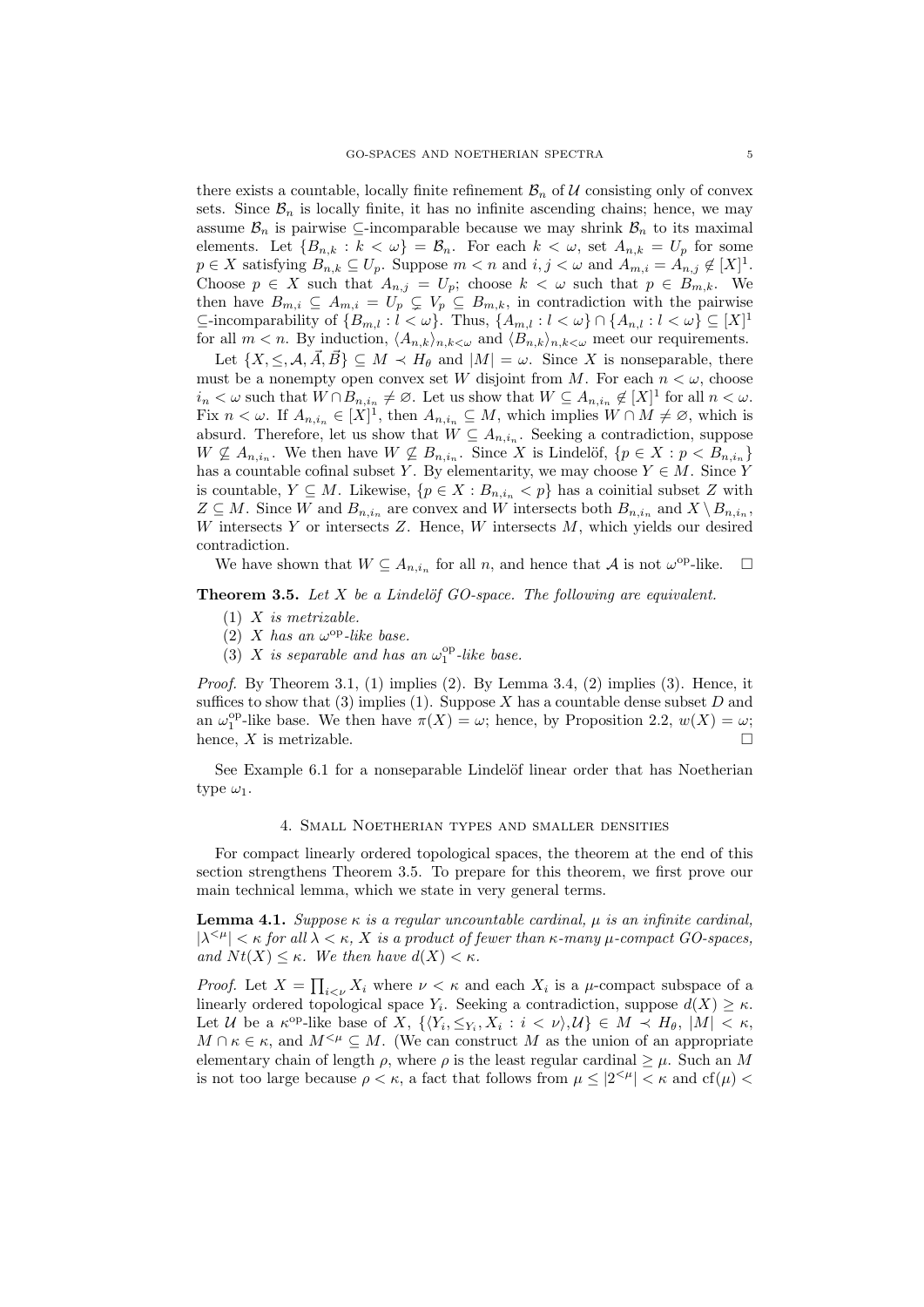there exists a countable, locally finite refinement $\mathcal{B}_n$ of $\mathcal{U}$ consisting only of convex sets. Since $\mathcal{B}_n$ is locally finite, it has no infinite ascending chains; hence, we may assume $\mathcal{B}_n$ is pairwise $\subseteq$-incomparable because we may shrink $\mathcal{B}_n$ to its maximal elements. Let $\{B_{n,k} : k < \omega\} = \mathcal{B}_n$. For each $k < \omega$, set $A_{n,k} = U_p$ for some $p \in X$ satisfying $B_{n,k} \subseteq U_p$. Suppose $m < n$ and $i, j < \omega$ and $A_{m,i} = A_{n,j} \notin [X]^1$. Choose $p \in X$ such that $A_{n,j} = U_p$; choose $k < \omega$ such that $p \in B_{m,k}$. We then have $B_{m,i} \subseteq A_{m,i} = U_p \subsetneq V_p \subseteq B_{m,k}$, in contradiction with the pairwise $\subseteq$-incomparability of $\{B_{m,l} : l < \omega\}$. Thus, $\{A_{m,l} : l < \omega\} \cap \{A_{n,l} : l < \omega\} \subseteq [X]^1$ for all $m < n$. By induction, $\langle A_{n,k}\rangle_{n,k<\omega}$ and $\langle B_{n,k}\rangle_{n,k<\omega}$ meet our requirements.

Let $\{X, \leq, \mathcal{A}, \vec{A}, \vec{B}\} \subseteq M \prec H_\theta$ and $|M| = \omega$. Since $X$ is nonseparable, there must be a nonempty open convex set $W$ disjoint from $M$. For each $n < \omega$, choose $i_n < \omega$ such that $W \cap B_{n,i_n} \neq \varnothing$. Let us show that $W \subseteq A_{n,i_n} \notin [X]^1$ for all $n < \omega$. Fix $n < \omega$. If $A_{n,i_n} \in [X]^1$, then $A_{n,i_n} \subseteq M$, which implies $W \cap M \neq \varnothing$, which is absurd. Therefore, let us show that $W \subseteq A_{n,i_n}$. Seeking a contradiction, suppose $W \not\subseteq A_{n,i_n}$. We then have $W \not\subseteq B_{n,i_n}$. Since $X$ is Lindelöf, $\{p \in X : p < B_{n,i_n}\}$ has a countable cofinal subset $Y$. By elementarity, we may choose $Y \in M$. Since $Y$ is countable, $Y \subseteq M$. Likewise, $\{p \in X : B_{n,i_n} < p\}$ has a coinitial subset $Z$ with $Z \subseteq M$. Since $W$ and $B_{n,i_n}$ are convex and $W$ intersects both $B_{n,i_n}$ and $X \setminus B_{n,i_n}$, $W$ intersects $Y$ or intersects $Z$. Hence, $W$ intersects $M$, which yields our desired contradiction.

We have shown that $W \subseteq A_{n,i_n}$ for all $n$, and hence that $\mathcal{A}$ is not $\omega^{\mathrm{op}}$-like. $\square$

**Theorem 3.5.** *Let $X$ be a Lindelöf GO-space. The following are equivalent.*

1. *$X$ is metrizable.*
2. *$X$ has an $\omega^{\mathrm{op}}$-like base.*
3. *$X$ is separable and has an $\omega_1^{\mathrm{op}}$-like base.*

*Proof.* By Theorem 3.1, (1) implies (2). By Lemma 3.4, (2) implies (3). Hence, it suffices to show that (3) implies (1). Suppose $X$ has a countable dense subset $D$ and an $\omega_1^{\mathrm{op}}$-like base. We then have $\pi(X) = \omega$; hence, by Proposition 2.2, $w(X) = \omega$; hence, $X$ is metrizable. $\square$

See Example 6.1 for a nonseparable Lindelöf linear order that has Noetherian type $\omega_1$.

## 4. Small Noetherian types and smaller densities

For compact linearly ordered topological spaces, the theorem at the end of this section strengthens Theorem 3.5. To prepare for this theorem, we first prove our main technical lemma, which we state in very general terms.

**Lemma 4.1.** *Suppose $\kappa$ is a regular uncountable cardinal, $\mu$ is an infinite cardinal, $|\lambda^{<\mu}| < \kappa$ for all $\lambda < \kappa$, $X$ is a product of fewer than $\kappa$-many $\mu$-compact GO-spaces, and $Nt(X) \leq \kappa$. We then have $d(X) < \kappa$.*

*Proof.* Let $X = \prod_{i<\nu} X_i$ where $\nu < \kappa$ and each $X_i$ is a $\mu$-compact subspace of a linearly ordered topological space $Y_i$. Seeking a contradiction, suppose $d(X) \geq \kappa$. Let $\mathcal{U}$ be a $\kappa^{\mathrm{op}}$-like base of $X$, $\{\langle Y_i, \leq_{Y_i}, X_i : i < \nu\rangle, \mathcal{U}\} \in M \prec H_\theta$, $|M| < \kappa$, $M \cap \kappa \in \kappa$, and $M^{<\mu} \subseteq M$. (We can construct $M$ as the union of an appropriate elementary chain of length $\rho$, where $\rho$ is the least regular cardinal $\geq \mu$. Such an $M$ is not too large because $\rho < \kappa$, a fact that follows from $\mu \leq |2^{<\mu}| < \kappa$ and $\mathrm{cf}(\mu) <$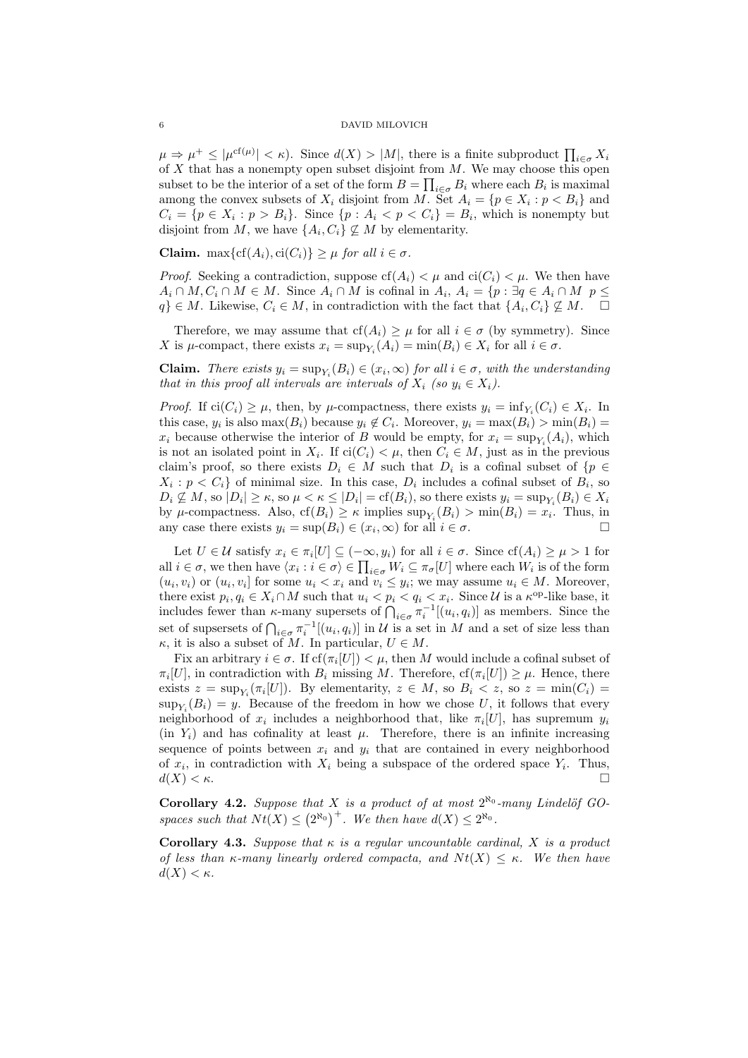$\mu \Rightarrow \mu^+ \leq |\mu^{\mathrm{cf}(\mu)}| < \kappa$). Since $d(X) > |M|$, there is a finite subproduct $\prod_{i\in\sigma} X_i$ of $X$ that has a nonempty open subset disjoint from $M$. We may choose this open subset to be the interior of a set of the form $B = \prod_{i\in\sigma} B_i$ where each $B_i$ is maximal among the convex subsets of $X_i$ disjoint from $M$. Set $A_i = \{p \in X_i : p < B_i\}$ and $C_i = \{p \in X_i : p > B_i\}$. Since $\{p : A_i < p < C_i\} = B_i$, which is nonempty but disjoint from $M$, we have $\{A_i, C_i\} \not\subseteq M$ by elementarity.

**Claim.** *$\max\{\mathrm{cf}(A_i), \mathrm{ci}(C_i)\} \geq \mu$ for all $i \in \sigma$.*

*Proof.* Seeking a contradiction, suppose $\mathrm{cf}(A_i) < \mu$ and $\mathrm{ci}(C_i) < \mu$. We then have $A_i \cap M, C_i \cap M \in M$. Since $A_i \cap M$ is cofinal in $A_i$, $A_i = \{p : \exists q \in A_i \cap M \ \ p \leq q\} \in M$. Likewise, $C_i \in M$, in contradiction with the fact that $\{A_i, C_i\} \not\subseteq M$. $\square$

Therefore, we may assume that $\mathrm{cf}(A_i) \geq \mu$ for all $i \in \sigma$ (by symmetry). Since $X$ is $\mu$-compact, there exists $x_i = \sup_{Y_i}(A_i) = \min(B_i) \in X_i$ for all $i \in \sigma$.

**Claim.** *There exists $y_i = \sup_{Y_i}(B_i) \in (x_i, \infty)$ for all $i \in \sigma$, with the understanding that in this proof all intervals are intervals of $X_i$ (so $y_i \in X_i$).*

*Proof.* If $\mathrm{ci}(C_i) \geq \mu$, then, by $\mu$-compactness, there exists $y_i = \inf_{Y_i}(C_i) \in X_i$. In this case, $y_i$ is also $\max(B_i)$ because $y_i \notin C_i$. Moreover, $y_i = \max(B_i) > \min(B_i) = x_i$ because otherwise the interior of $B$ would be empty, for $x_i = \sup_{Y_i}(A_i)$, which is not an isolated point in $X_i$. If $\mathrm{ci}(C_i) < \mu$, then $C_i \in M$, just as in the previous claim's proof, so there exists $D_i \in M$ such that $D_i$ is a cofinal subset of $\{p \in X_i : p < C_i\}$ of minimal size. In this case, $D_i$ includes a cofinal subset of $B_i$, so $D_i \not\subseteq M$, so $|D_i| \geq \kappa$, so $\mu < \kappa \leq |D_i| = \mathrm{cf}(B_i)$, so there exists $y_i = \sup_{Y_i}(B_i) \in X_i$ by $\mu$-compactness. Also, $\mathrm{cf}(B_i) \geq \kappa$ implies $\sup_{Y_i}(B_i) > \min(B_i) = x_i$. Thus, in any case there exists $y_i = \sup(B_i) \in (x_i, \infty)$ for all $i \in \sigma$. $\square$

Let $U \in \mathcal{U}$ satisfy $x_i \in \pi_i[U] \subseteq (-\infty, y_i)$ for all $i \in \sigma$. Since $\mathrm{cf}(A_i) \geq \mu > 1$ for all $i \in \sigma$, we then have $\langle x_i : i \in \sigma\rangle \in \prod_{i\in\sigma} W_i \subseteq \pi_\sigma[U]$ where each $W_i$ is of the form $(u_i, v_i)$ or $(u_i, v_i]$ for some $u_i < x_i$ and $v_i \leq y_i$; we may assume $u_i \in M$. Moreover, there exist $p_i, q_i \in X_i \cap M$ such that $u_i < p_i < q_i < x_i$. Since $\mathcal{U}$ is a $\kappa^{\mathrm{op}}$-like base, it includes fewer than $\kappa$-many supersets of $\bigcap_{i\in\sigma} \pi_i^{-1}[(u_i, q_i)]$ as members. Since the set of supsersets of $\bigcap_{i\in\sigma} \pi_i^{-1}[(u_i, q_i)]$ in $\mathcal{U}$ is a set in $M$ and a set of size less than $\kappa$, it is also a subset of $M$. In particular, $U \in M$.

Fix an arbitrary $i \in \sigma$. If $\mathrm{cf}(\pi_i[U]) < \mu$, then $M$ would include a cofinal subset of $\pi_i[U]$, in contradiction with $B_i$ missing $M$. Therefore, $\mathrm{cf}(\pi_i[U]) \geq \mu$. Hence, there exists $z = \sup_{Y_i}(\pi_i[U])$. By elementarity, $z \in M$, so $B_i < z$, so $z = \min(C_i) = \sup_{Y_i}(B_i) = y$. Because of the freedom in how we chose $U$, it follows that every neighborhood of $x_i$ includes a neighborhood that, like $\pi_i[U]$, has supremum $y_i$ (in $Y_i$) and has cofinality at least $\mu$. Therefore, there is an infinite increasing sequence of points between $x_i$ and $y_i$ that are contained in every neighborhood of $x_i$, in contradiction with $X_i$ being a subspace of the ordered space $Y_i$. Thus, $d(X) < \kappa$. $\square$

**Corollary 4.2.** *Suppose that $X$ is a product of at most $2^{\aleph_0}$-many Lindelöf GO-spaces such that $Nt(X) \leq \left(2^{\aleph_0}\right)^+$. We then have $d(X) \leq 2^{\aleph_0}$.*

**Corollary 4.3.** *Suppose that $\kappa$ is a regular uncountable cardinal, $X$ is a product of less than $\kappa$-many linearly ordered compacta, and $Nt(X) \leq \kappa$. We then have $d(X) < \kappa$.*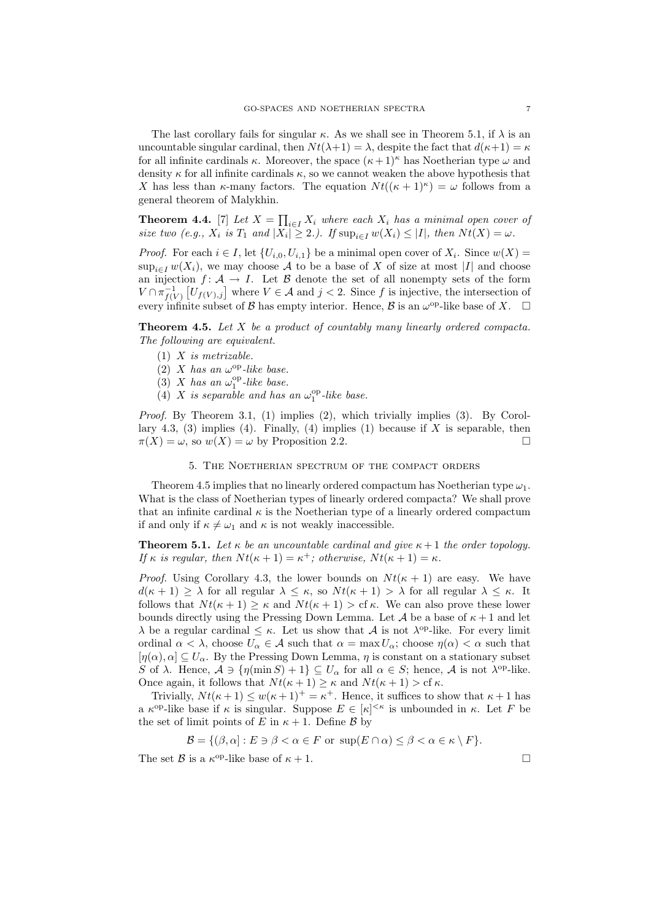The last corollary fails for singular $\kappa$. As we shall see in Theorem 5.1, if $\lambda$ is an uncountable singular cardinal, then $Nt(\lambda+1) = \lambda$, despite the fact that $d(\kappa+1) = \kappa$ for all infinite cardinals $\kappa$. Moreover, the space $(\kappa+1)^\kappa$ has Noetherian type $\omega$ and density $\kappa$ for all infinite cardinals $\kappa$, so we cannot weaken the above hypothesis that $X$ has less than $\kappa$-many factors. The equation $Nt((\kappa+1)^\kappa) = \omega$ follows from a general theorem of Malykhin.

**Theorem 4.4.** [7] *Let $X = \prod_{i \in I} X_i$ where each $X_i$ has a minimal open cover of size two (e.g., $X_i$ is $T_1$ and $|X_i| \geq 2$.). If $\sup_{i \in I} w(X_i) \leq |I|$, then $Nt(X) = \omega$.*

*Proof.* For each $i \in I$, let $\{U_{i,0}, U_{i,1}\}$ be a minimal open cover of $X_i$. Since $w(X) = \sup_{i \in I} w(X_i)$, we may choose $\mathcal{A}$ to be a base of $X$ of size at most $|I|$ and choose an injection $f \colon \mathcal{A} \to I$. Let $\mathcal{B}$ denote the set of all nonempty sets of the form $V \cap \pi^{-1}_{f(V)}\left[U_{f(V),j}\right]$ where $V \in \mathcal{A}$ and $j < 2$. Since $f$ is injective, the intersection of every infinite subset of $\mathcal{B}$ has empty interior. Hence, $\mathcal{B}$ is an $\omega^{\mathrm{op}}$-like base of $X$. $\square$

**Theorem 4.5.** *Let $X$ be a product of countably many linearly ordered compacta. The following are equivalent.*

1. *$X$ is metrizable.*
2. *$X$ has an $\omega^{\mathrm{op}}$-like base.*
3. *$X$ has an $\omega_1^{\mathrm{op}}$-like base.*
4. *$X$ is separable and has an $\omega_1^{\mathrm{op}}$-like base.*

*Proof.* By Theorem 3.1, (1) implies (2), which trivially implies (3). By Corollary 4.3, (3) implies (4). Finally, (4) implies (1) because if $X$ is separable, then $\pi(X) = \omega$, so $w(X) = \omega$ by Proposition 2.2. $\square$

## 5. The Noetherian spectrum of the compact orders

Theorem 4.5 implies that no linearly ordered compactum has Noetherian type $\omega_1$. What is the class of Noetherian types of linearly ordered compacta? We shall prove that an infinite cardinal $\kappa$ is the Noetherian type of a linearly ordered compactum if and only if $\kappa \neq \omega_1$ and $\kappa$ is not weakly inaccessible.

**Theorem 5.1.** *Let $\kappa$ be an uncountable cardinal and give $\kappa+1$ the order topology. If $\kappa$ is regular, then $Nt(\kappa+1) = \kappa^+$; otherwise, $Nt(\kappa+1) = \kappa$.*

*Proof.* Using Corollary 4.3, the lower bounds on $Nt(\kappa+1)$ are easy. We have $d(\kappa+1) \geq \lambda$ for all regular $\lambda \leq \kappa$, so $Nt(\kappa+1) > \lambda$ for all regular $\lambda \leq \kappa$. It follows that $Nt(\kappa+1) \geq \kappa$ and $Nt(\kappa+1) > \operatorname{cf}\kappa$. We can also prove these lower bounds directly using the Pressing Down Lemma. Let $\mathcal{A}$ be a base of $\kappa+1$ and let $\lambda$ be a regular cardinal $\leq \kappa$. Let us show that $\mathcal{A}$ is not $\lambda^{\mathrm{op}}$-like. For every limit ordinal $\alpha < \lambda$, choose $U_\alpha \in \mathcal{A}$ such that $\alpha = \max U_\alpha$; choose $\eta(\alpha) < \alpha$ such that $[\eta(\alpha), \alpha] \subseteq U_\alpha$. By the Pressing Down Lemma, $\eta$ is constant on a stationary subset $S$ of $\lambda$. Hence, $\mathcal{A} \ni \{\eta(\min S)+1\} \subseteq U_\alpha$ for all $\alpha \in S$; hence, $\mathcal{A}$ is not $\lambda^{\mathrm{op}}$-like. Once again, it follows that $Nt(\kappa+1) \geq \kappa$ and $Nt(\kappa+1) > \operatorname{cf}\kappa$.

Trivially, $Nt(\kappa+1) \leq w(\kappa+1)^+ = \kappa^+$. Hence, it suffices to show that $\kappa+1$ has a $\kappa^{\mathrm{op}}$-like base if $\kappa$ is singular. Suppose $E \in [\kappa]^{<\kappa}$ is unbounded in $\kappa$. Let $F$ be the set of limit points of $E$ in $\kappa+1$. Define $\mathcal{B}$ by

$$\mathcal{B} = \{(\beta, \alpha] : E \ni \beta < \alpha \in F \text{ or } \sup(E \cap \alpha) \leq \beta < \alpha \in \kappa \setminus F\}.$$

The set $\mathcal{B}$ is a $\kappa^{\mathrm{op}}$-like base of $\kappa+1$. $\square$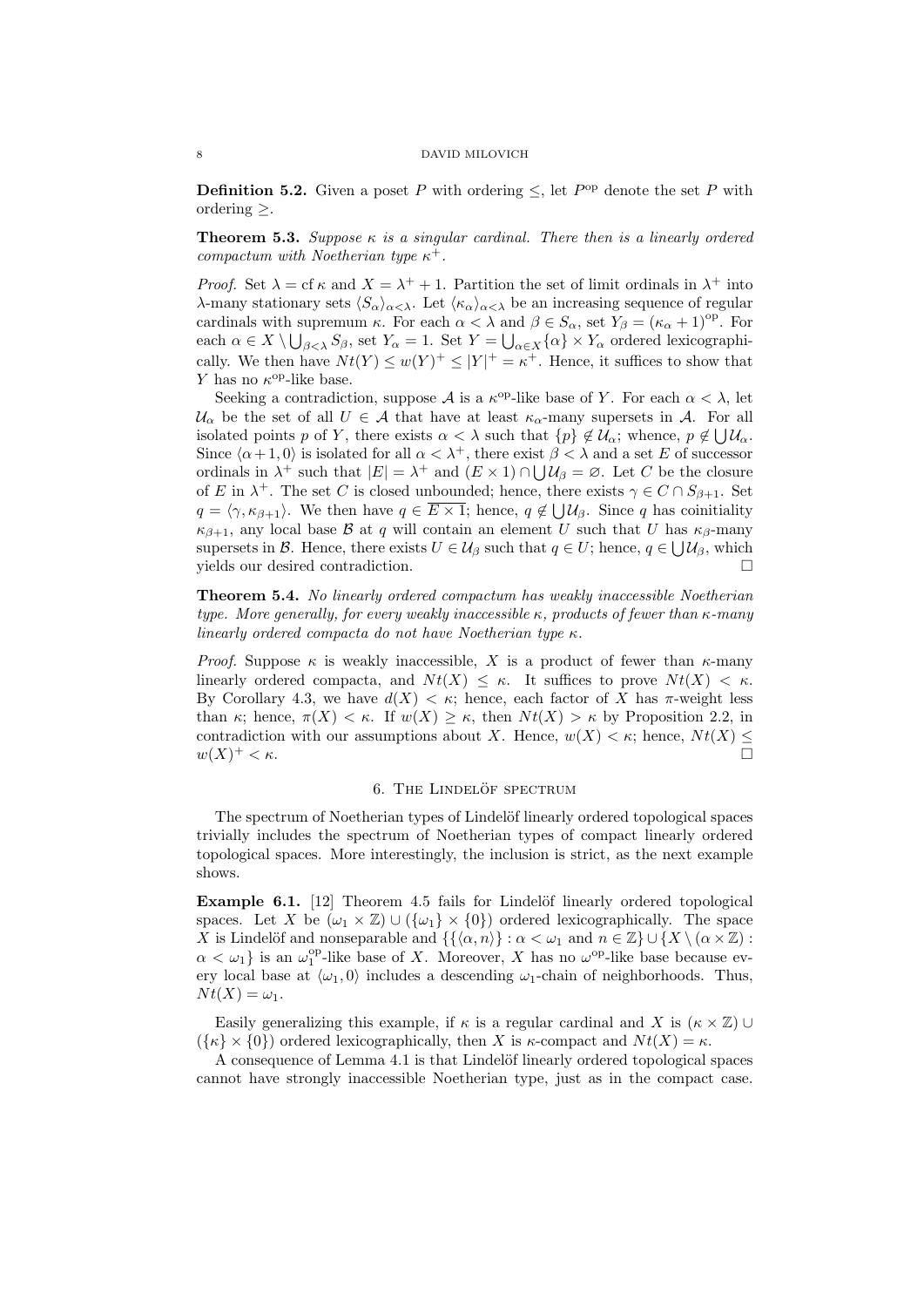**Definition 5.2.** Given a poset $P$ with ordering $\leq$, let $P^{\mathrm{op}}$ denote the set $P$ with ordering $\geq$.

**Theorem 5.3.** *Suppose $\kappa$ is a singular cardinal. There then is a linearly ordered compactum with Noetherian type $\kappa^+$.*

*Proof.* Set $\lambda = \operatorname{cf}\kappa$ and $X = \lambda^+ + 1$. Partition the set of limit ordinals in $\lambda^+$ into $\lambda$-many stationary sets $\langle S_\alpha \rangle_{\alpha<\lambda}$. Let $\langle \kappa_\alpha \rangle_{\alpha<\lambda}$ be an increasing sequence of regular cardinals with supremum $\kappa$. For each $\alpha < \lambda$ and $\beta \in S_\alpha$, set $Y_\beta = (\kappa_\alpha + 1)^{\mathrm{op}}$. For each $\alpha \in X \setminus \bigcup_{\beta<\lambda} S_\beta$, set $Y_\alpha = 1$. Set $Y = \bigcup_{\alpha\in X}\{\alpha\} \times Y_\alpha$ ordered lexicographically. We then have $Nt(Y) \leq w(Y)^+ \leq |Y|^+ = \kappa^+$. Hence, it suffices to show that $Y$ has no $\kappa^{\mathrm{op}}$-like base.

Seeking a contradiction, suppose $\mathcal{A}$ is a $\kappa^{\mathrm{op}}$-like base of $Y$. For each $\alpha < \lambda$, let $\mathcal{U}_\alpha$ be the set of all $U \in \mathcal{A}$ that have at least $\kappa_\alpha$-many supersets in $\mathcal{A}$. For all isolated points $p$ of $Y$, there exists $\alpha < \lambda$ such that $\{p\} \notin \mathcal{U}_\alpha$; whence, $p \notin \bigcup \mathcal{U}_\alpha$. Since $\langle \alpha+1, 0\rangle$ is isolated for all $\alpha < \lambda^+$, there exist $\beta < \lambda$ and a set $E$ of successor ordinals in $\lambda^+$ such that $|E| = \lambda^+$ and $(E \times 1) \cap \bigcup \mathcal{U}_\beta = \varnothing$. Let $C$ be the closure of $E$ in $\lambda^+$. The set $C$ is closed unbounded; hence, there exists $\gamma \in C \cap S_{\beta+1}$. Set $q = \langle \gamma, \kappa_{\beta+1}\rangle$. We then have $q \in \overline{E \times 1}$; hence, $q \notin \bigcup \mathcal{U}_\beta$. Since $q$ has coinitiality $\kappa_{\beta+1}$, any local base $\mathcal{B}$ at $q$ will contain an element $U$ such that $U$ has $\kappa_\beta$-many supersets in $\mathcal{B}$. Hence, there exists $U \in \mathcal{U}_\beta$ such that $q \in U$; hence, $q \in \bigcup \mathcal{U}_\beta$, which yields our desired contradiction. $\square$

**Theorem 5.4.** *No linearly ordered compactum has weakly inaccessible Noetherian type. More generally, for every weakly inaccessible $\kappa$, products of fewer than $\kappa$-many linearly ordered compacta do not have Noetherian type $\kappa$.*

*Proof.* Suppose $\kappa$ is weakly inaccessible, $X$ is a product of fewer than $\kappa$-many linearly ordered compacta, and $Nt(X) \leq \kappa$. It suffices to prove $Nt(X) < \kappa$. By Corollary 4.3, we have $d(X) < \kappa$; hence, each factor of $X$ has $\pi$-weight less than $\kappa$; hence, $\pi(X) < \kappa$. If $w(X) \geq \kappa$, then $Nt(X) > \kappa$ by Proposition 2.2, in contradiction with our assumptions about $X$. Hence, $w(X) < \kappa$; hence, $Nt(X) \leq w(X)^+ < \kappa$. $\square$

## 6. The Lindelöf spectrum

The spectrum of Noetherian types of Lindelöf linearly ordered topological spaces trivially includes the spectrum of Noetherian types of compact linearly ordered topological spaces. More interestingly, the inclusion is strict, as the next example shows.

**Example 6.1.** [12] Theorem 4.5 fails for Lindelöf linearly ordered topological spaces. Let $X$ be $(\omega_1 \times \mathbb{Z}) \cup (\{\omega_1\} \times \{0\})$ ordered lexicographically. The space $X$ is Lindelöf and nonseparable and $\{\{\langle \alpha, n\rangle\} : \alpha < \omega_1 \text{ and } n \in \mathbb{Z}\} \cup \{X \setminus (\alpha \times \mathbb{Z}) : \alpha < \omega_1\}$ is an $\omega_1^{\mathrm{op}}$-like base of $X$. Moreover, $X$ has no $\omega^{\mathrm{op}}$-like base because every local base at $\langle \omega_1, 0\rangle$ includes a descending $\omega_1$-chain of neighborhoods. Thus, $Nt(X) = \omega_1$.

Easily generalizing this example, if $\kappa$ is a regular cardinal and $X$ is $(\kappa \times \mathbb{Z}) \cup (\{\kappa\} \times \{0\})$ ordered lexicographically, then $X$ is $\kappa$-compact and $Nt(X) = \kappa$.

A consequence of Lemma 4.1 is that Lindelöf linearly ordered topological spaces cannot have strongly inaccessible Noetherian type, just as in the compact case.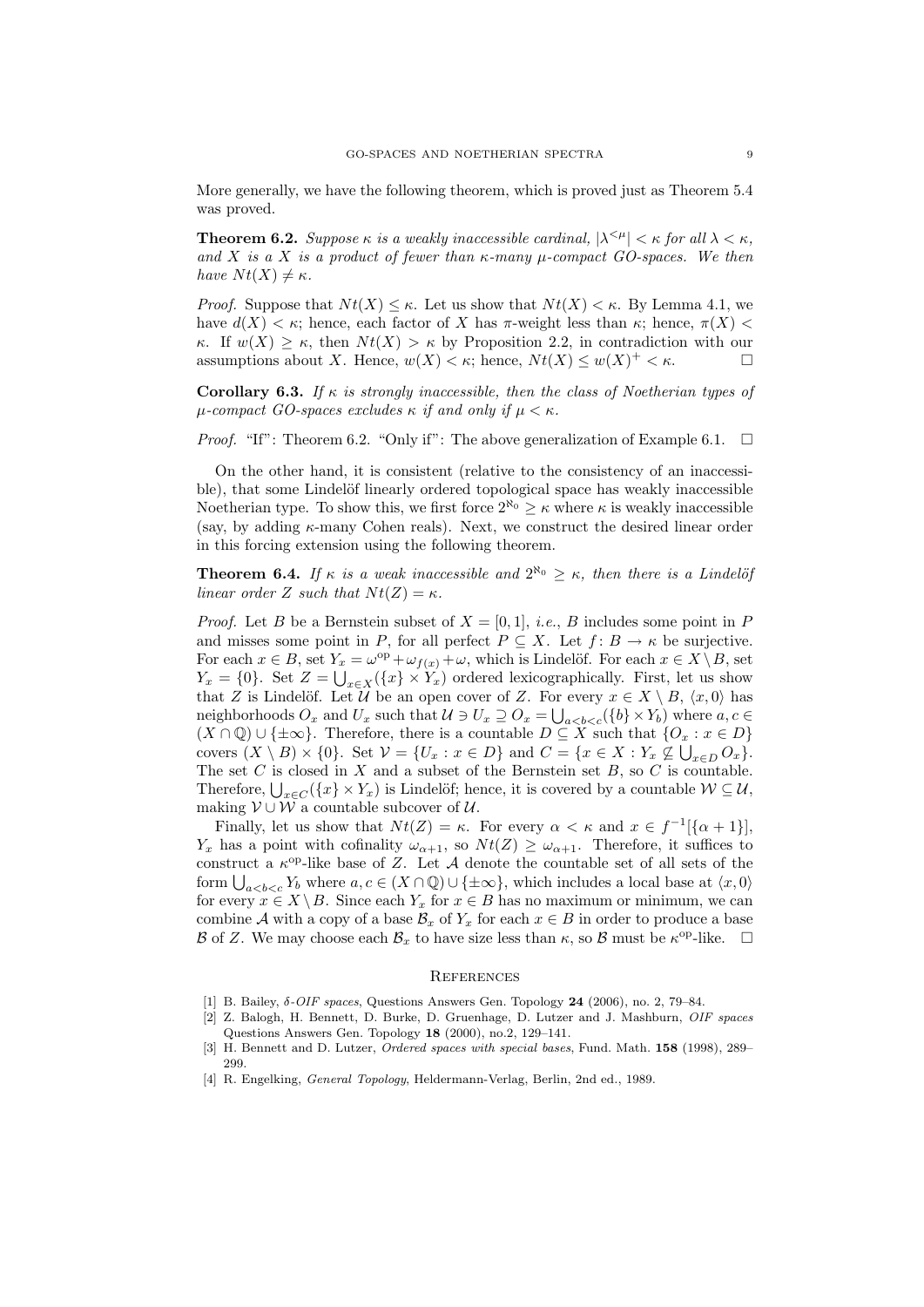More generally, we have the following theorem, which is proved just as Theorem 5.4 was proved.

**Theorem 6.2.** *Suppose $\kappa$ is a weakly inaccessible cardinal, $|\lambda^{<\mu}| < \kappa$ for all $\lambda < \kappa$, and $X$ is a $X$ is a product of fewer than $\kappa$-many $\mu$-compact GO-spaces. We then have $Nt(X) \neq \kappa$.*

*Proof.* Suppose that $Nt(X) \leq \kappa$. Let us show that $Nt(X) < \kappa$. By Lemma 4.1, we have $d(X) < \kappa$; hence, each factor of $X$ has $\pi$-weight less than $\kappa$; hence, $\pi(X) < \kappa$. If $w(X) \geq \kappa$, then $Nt(X) > \kappa$ by Proposition 2.2, in contradiction with our assumptions about $X$. Hence, $w(X) < \kappa$; hence, $Nt(X) \leq w(X)^+ < \kappa$. □

**Corollary 6.3.** *If $\kappa$ is strongly inaccessible, then the class of Noetherian types of $\mu$-compact GO-spaces excludes $\kappa$ if and only if $\mu < \kappa$.*

*Proof.* "If": Theorem 6.2. "Only if": The above generalization of Example 6.1. □

On the other hand, it is consistent (relative to the consistency of an inaccessible), that some Lindelöf linearly ordered topological space has weakly inaccessible Noetherian type. To show this, we first force $2^{\aleph_0} \geq \kappa$ where $\kappa$ is weakly inaccessible (say, by adding $\kappa$-many Cohen reals). Next, we construct the desired linear order in this forcing extension using the following theorem.

**Theorem 6.4.** *If $\kappa$ is a weak inaccessible and $2^{\aleph_0} \geq \kappa$, then there is a Lindelöf linear order $Z$ such that $Nt(Z) = \kappa$.*

*Proof.* Let $B$ be a Bernstein subset of $X = [0, 1]$, *i.e.*, $B$ includes some point in $P$ and misses some point in $P$, for all perfect $P \subseteq X$. Let $f : B \to \kappa$ be surjective. For each $x \in B$, set $Y_x = \omega^{\mathrm{op}} + \omega_{f(x)} + \omega$, which is Lindelöf. For each $x \in X \setminus B$, set $Y_x = \{0\}$. Set $Z = \bigcup_{x \in X}(\{x\} \times Y_x)$ ordered lexicographically. First, let us show that $Z$ is Lindelöf. Let $\mathcal{U}$ be an open cover of $Z$. For every $x \in X \setminus B$, $\langle x, 0\rangle$ has neighborhoods $O_x$ and $U_x$ such that $\mathcal{U} \ni U_x \supseteq O_x = \bigcup_{a<b<c}(\{b\} \times Y_b)$ where $a, c \in (X \cap \mathbb{Q}) \cup \{\pm\infty\}$. Therefore, there is a countable $D \subseteq X$ such that $\{O_x : x \in D\}$ covers $(X \setminus B) \times \{0\}$. Set $\mathcal{V} = \{U_x : x \in D\}$ and $C = \{x \in X : Y_x \not\subseteq \bigcup_{x \in D} O_x\}$. The set $C$ is closed in $X$ and a subset of the Bernstein set $B$, so $C$ is countable. Therefore, $\bigcup_{x \in C}(\{x\} \times Y_x)$ is Lindelöf; hence, it is covered by a countable $\mathcal{W} \subseteq \mathcal{U}$, making $\mathcal{V} \cup \mathcal{W}$ a countable subcover of $\mathcal{U}$.

Finally, let us show that $Nt(Z) = \kappa$. For every $\alpha < \kappa$ and $x \in f^{-1}[\{\alpha + 1\}]$, $Y_x$ has a point with cofinality $\omega_{\alpha+1}$, so $Nt(Z) \geq \omega_{\alpha+1}$. Therefore, it suffices to construct a $\kappa^{\mathrm{op}}$-like base of $Z$. Let $\mathcal{A}$ denote the countable set of all sets of the form $\bigcup_{a<b<c} Y_b$ where $a, c \in (X \cap \mathbb{Q}) \cup \{\pm\infty\}$, which includes a local base at $\langle x, 0\rangle$ for every $x \in X \setminus B$. Since each $Y_x$ for $x \in B$ has no maximum or minimum, we can combine $\mathcal{A}$ with a copy of a base $\mathcal{B}_x$ of $Y_x$ for each $x \in B$ in order to produce a base $\mathcal{B}$ of $Z$. We may choose each $\mathcal{B}_x$ to have size less than $\kappa$, so $\mathcal{B}$ must be $\kappa^{\mathrm{op}}$-like. □

## References

[1] B. Bailey, *δ-OIF spaces*, Questions Answers Gen. Topology **24** (2006), no. 2, 79–84.

[2] Z. Balogh, H. Bennett, D. Burke, D. Gruenhage, D. Lutzer and J. Mashburn, *OIF spaces* Questions Answers Gen. Topology **18** (2000), no.2, 129–141.

[3] H. Bennett and D. Lutzer, *Ordered spaces with special bases*, Fund. Math. **158** (1998), 289–299.

[4] R. Engelking, *General Topology*, Heldermann-Verlag, Berlin, 2nd ed., 1989.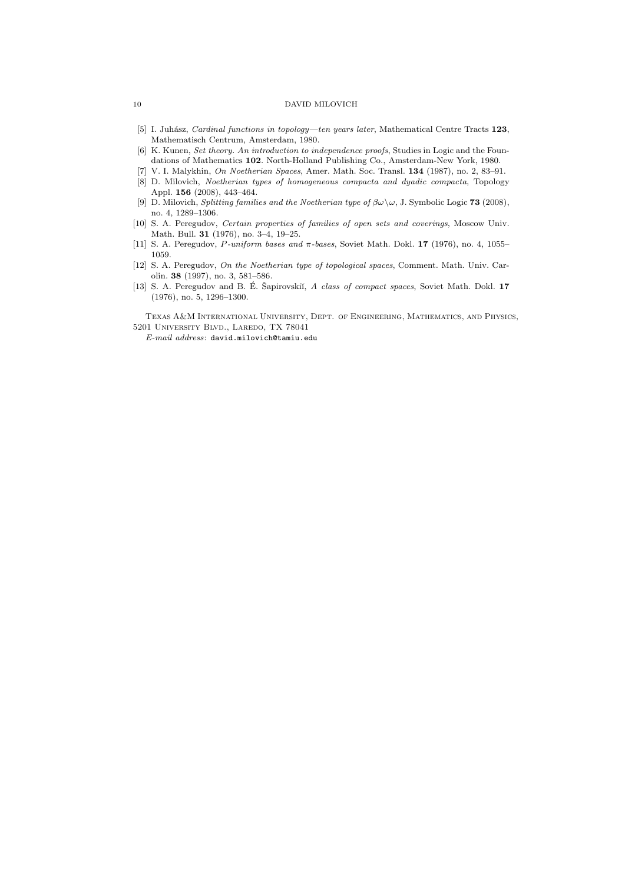[5] I. Juhász, *Cardinal functions in topology—ten years later*, Mathematical Centre Tracts **123**, Mathematisch Centrum, Amsterdam, 1980.

[6] K. Kunen, *Set theory. An introduction to independence proofs*, Studies in Logic and the Foundations of Mathematics **102**. North-Holland Publishing Co., Amsterdam-New York, 1980.

[7] V. I. Malykhin, *On Noetherian Spaces*, Amer. Math. Soc. Transl. **134** (1987), no. 2, 83–91.

[8] D. Milovich, *Noetherian types of homogeneous compacta and dyadic compacta*, Topology Appl. **156** (2008), 443–464.

[9] D. Milovich, *Splitting families and the Noetherian type of $\beta\omega\setminus\omega$*, J. Symbolic Logic **73** (2008), no. 4, 1289–1306.

[10] S. A. Peregudov, *Certain properties of families of open sets and coverings*, Moscow Univ. Math. Bull. **31** (1976), no. 3–4, 19–25.

[11] S. A. Peregudov, *P-uniform bases and $\pi$-bases*, Soviet Math. Dokl. **17** (1976), no. 4, 1055–1059.

[12] S. A. Peregudov, *On the Noetherian type of topological spaces*, Comment. Math. Univ. Carolin. **38** (1997), no. 3, 581–586.

[13] S. A. Peregudov and B. É. Šapirovskiĭ, *A class of compact spaces*, Soviet Math. Dokl. **17** (1976), no. 5, 1296–1300.

Texas A&M International University, Dept. of Engineering, Mathematics, and Physics, 5201 University Blvd., Laredo, TX 78041

*E-mail address*: david.milovich@tamiu.edu